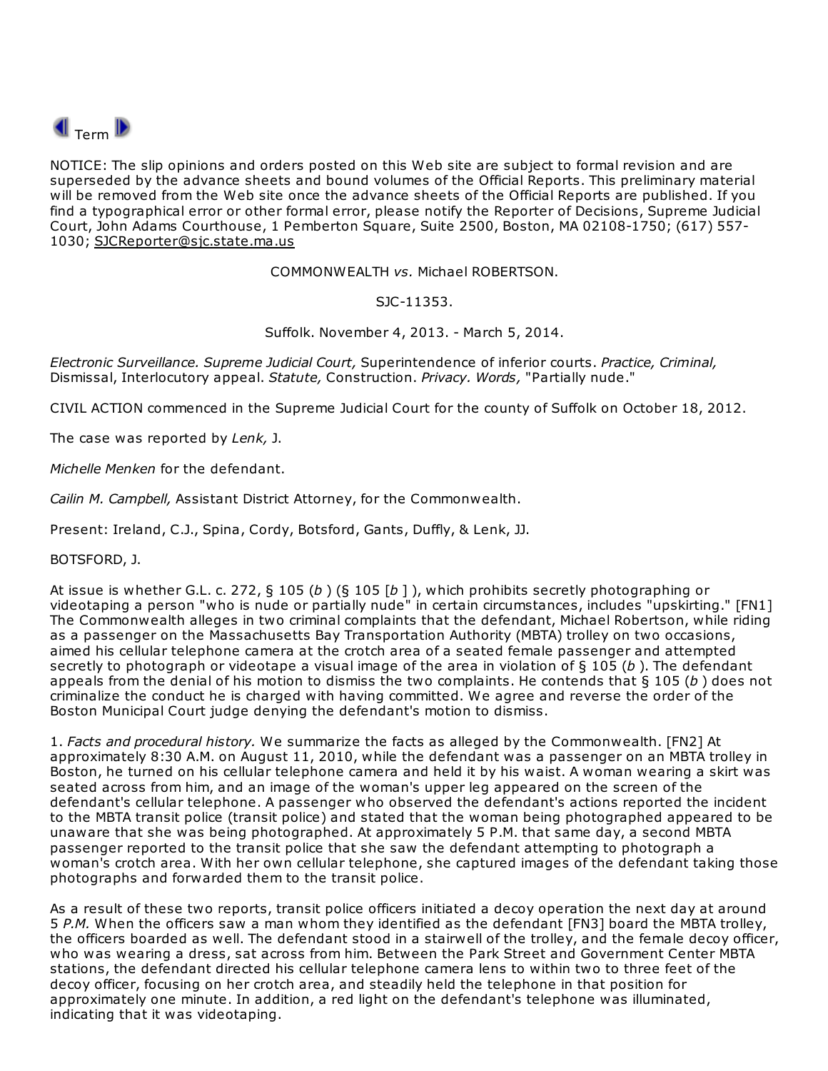Term

NOTICE: The slip opinions and orders posted on this Web site are subject to formal revision and are superseded by the advance sheets and bound volumes of the Official Reports. This preliminary material will be removed from the Web site once the advance sheets of the Official Reports are published. If you find a typographical error or other formal error, please notify the Reporter of Decisions, Supreme Judicial Court, John Adams Courthouse, 1 Pemberton Square, Suite 2500, Boston, MA 02108-1750; (617) 557-1030; SJCReporter@sjc.state.ma.us

COMMONWEALTH *vs.* Michael ROBERTSON.

SJC-11353.

Suffolk. November 4, 2013. - March 5, 2014.

*Electronic Surveillance. Supreme Judicial Court,* Superintendence of inferior courts. *Practice, Criminal,* Dismissal, Interlocutory appeal. *Statute,* Construction. *Privacy. Words,* "Partially nude."

CIVIL ACTION commenced in the Supreme Judicial Court for the county of Suffolk on October 18, 2012.

The case was reported by *Lenk,* J.

*Michelle Menken* for the defendant.

*Cailin M. Campbell,* Assistant District Attorney, for the Commonwealth.

Present: Ireland, C.J., Spina, Cordy, Botsford, Gants, Duffly, & Lenk, JJ.

BOTSFORD, J.

At issue is whether G.L. c. 272, § 105 (*b* ) (§ 105 [*b* ] ), which prohibits secretly photographing or videotaping a person "who is nude or partially nude" in certain circumstances, includes "upskirting." [FN1] The Commonwealth alleges in two criminal complaints that the defendant, Michael Robertson, while riding as a passenger on the Massachusetts Bay Transportation Authority (MBTA) trolley on two occasions, aimed his cellular telephone camera at the crotch area of a seated female passenger and attempted secretly to photograph or videotape a visual image of the area in violation of § 105 (*b* ). The defendant appeals from the denial of his motion to dismiss the two complaints. He contends that § 105 (*b* ) does not criminalize the conduct he is charged with having committed. We agree and reverse the order of the Boston Municipal Court judge denying the defendant's motion to dismiss.

1. *Facts and procedural history.* We summarize the facts as alleged by the Commonwealth. [FN2] At approximately 8:30 A.M. on August 11, 2010, while the defendant was a passenger on an MBTA trolley in Boston, he turned on his cellular telephone camera and held it by his waist. A woman wearing a skirt was seated across from him, and an image of the woman's upper leg appeared on the screen of the defendant's cellular telephone. A passenger who observed the defendant's actions reported the incident to the MBTA transit police (transit police) and stated that the woman being photographed appeared to be unaware that she was being photographed. At approximately 5 P.M. that same day, a second MBTA passenger reported to the transit police that she saw the defendant attempting to photograph a woman's crotch area. With her own cellular telephone, she captured images of the defendant taking those photographs and forwarded them to the transit police.

As a result of these two reports, transit police officers initiated a decoy operation the next day at around 5 *P.M.* When the officers saw a man whom they identified as the defendant [FN3] board the MBTA trolley, the officers boarded as well. The defendant stood in a stairwell of the trolley, and the female decoy officer, who was wearing a dress, sat across from him. Between the Park Street and Government Center MBTA stations, the defendant directed his cellular telephone camera lens to within two to three feet of the decoy officer, focusing on her crotch area, and steadily held the telephone in that position for approximately one minute. In addition, a red light on the defendant's telephone was illuminated, indicating that it was videotaping.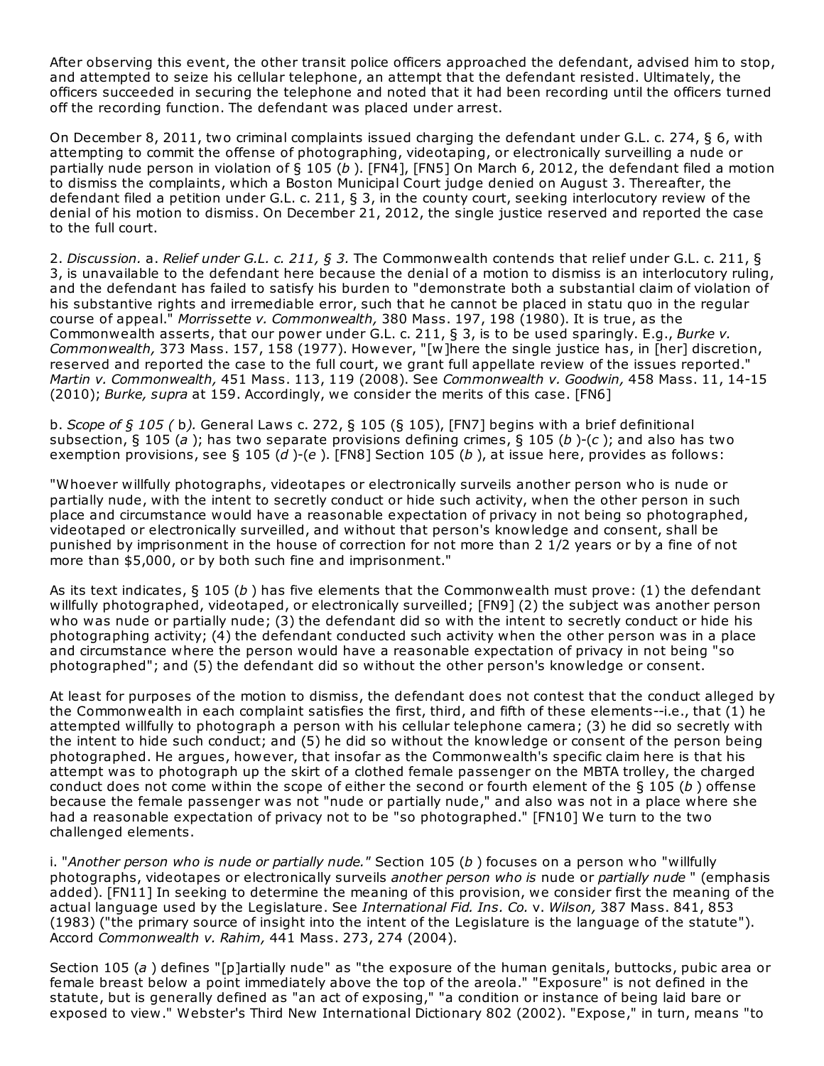After observing this event, the other transit police officers approached the defendant, advised him to stop, and attempted to seize his cellular telephone, an attempt that the defendant resisted. Ultimately, the officers succeeded in securing the telephone and noted that it had been recording until the officers turned off the recording function. The defendant was placed under arrest.

On December 8, 2011, two criminal complaints issued charging the defendant under G.L. c. 274, § 6, with attempting to commit the offense of photographing, videotaping, or electronically surveilling a nude or partially nude person in violation of § 105 (*b* ). [FN4], [FN5] On March 6, 2012, the defendant filed a motion to dismiss the complaints, which a Boston Municipal Court judge denied on August 3. Thereafter, the defendant filed a petition under G.L. c. 211, § 3, in the county court, seeking interlocutory review of the denial of his motion to dismiss. On December 21, 2012, the single justice reserved and reported the case to the full court.

2. *Discussion.* a. *Relief under G.L. c. 211, § 3.* The Commonwealth contends that relief under G.L. c. 211, § 3, is unavailable to the defendant here because the denial of a motion to dismiss is an interlocutory ruling, and the defendant has failed to satisfy his burden to "demonstrate both a substantial claim of violation of his substantive rights and irremediable error, such that he cannot be placed in statu quo in the regular course of appeal." *Morrissette v. Commonwealth,* 380 Mass. 197, 198 (1980). It is true, as the Commonwealth asserts, that our power under G.L. c. 211, § 3, is to be used sparingly. E.g., *Burke v. Commonwealth,* 373 Mass. 157, 158 (1977). However, "[w]here the single justice has, in [her] discretion, reserved and reported the case to the full court, we grant full appellate review of the issues reported." *Martin v. Commonwealth,* 451 Mass. 113, 119 (2008). See *Commonwealth v. Goodwin,* 458 Mass. 11, 14-15 (2010); *Burke, supra* at 159. Accordingly, we consider the merits of this case. [FN6]

b. *Scope of § 105 (* b*).* General Laws c. 272, § 105 (§ 105), [FN7] begins with a brief definitional subsection, § 105 (*a* ); has two separate provisions defining crimes, § 105 (*b* )-(*c* ); and also has two exemption provisions, see § 105 (*d* )-(*e* ). [FN8] Section 105 (*b* ), at issue here, provides as follows:

"Whoever willfully photographs, videotapes or electronically surveils another person who is nude or partially nude, with the intent to secretly conduct or hide such activity, when the other person in such place and circumstance would have a reasonable expectation of privacy in not being so photographed, videotaped or electronically surveilled, and without that person's knowledge and consent, shall be punished by imprisonment in the house of correction for not more than 2 1/2 years or by a fine of not more than $5,000, or by both such fine and imprisonment."

As its text indicates, § 105 (*b* ) has five elements that the Commonwealth must prove: (1) the defendant willfully photographed, videotaped, or electronically surveilled; [FN9] (2) the subject was another person who was nude or partially nude; (3) the defendant did so with the intent to secretly conduct or hide his photographing activity; (4) the defendant conducted such activity when the other person was in a place and circumstance where the person would have a reasonable expectation of privacy in not being "so photographed"; and (5) the defendant did so without the other person's knowledge or consent.

At least for purposes of the motion to dismiss, the defendant does not contest that the conduct alleged by the Commonwealth in each complaint satisfies the first, third, and fifth of these elements--i.e., that (1) he attempted willfully to photograph a person with his cellular telephone camera; (3) he did so secretly with the intent to hide such conduct; and (5) he did so without the knowledge or consent of the person being photographed. He argues, however, that insofar as the Commonwealth's specific claim here is that his attempt was to photograph up the skirt of a clothed female passenger on the MBTA trolley, the charged conduct does not come within the scope of either the second or fourth element of the § 105 (*b* ) offense because the female passenger was not "nude or partially nude," and also was not in a place where she had a reasonable expectation of privacy not to be "so photographed." [FN10] We turn to the two challenged elements.

i. "*Another person who is nude or partially nude.*" Section 105 (*b* ) focuses on a person who "willfully photographs, videotapes or electronically surveils *another person who is* nude or *partially nude* " (emphasis added). [FN11] In seeking to determine the meaning of this provision, we consider first the meaning of the actual language used by the Legislature. See *International Fid. Ins. Co.* v. *Wilson,* 387 Mass. 841, 853 (1983) ("the primary source of insight into the intent of the Legislature is the language of the statute"). Accord *Commonwealth v. Rahim,* 441 Mass. 273, 274 (2004).

Section 105 (*a* ) defines "[p]artially nude" as "the exposure of the human genitals, buttocks, pubic area or female breast below a point immediately above the top of the areola." "Exposure" is not defined in the statute, but is generally defined as "an act of exposing," "a condition or instance of being laid bare or exposed to view." Webster's Third New International Dictionary 802 (2002). "Expose," in turn, means "to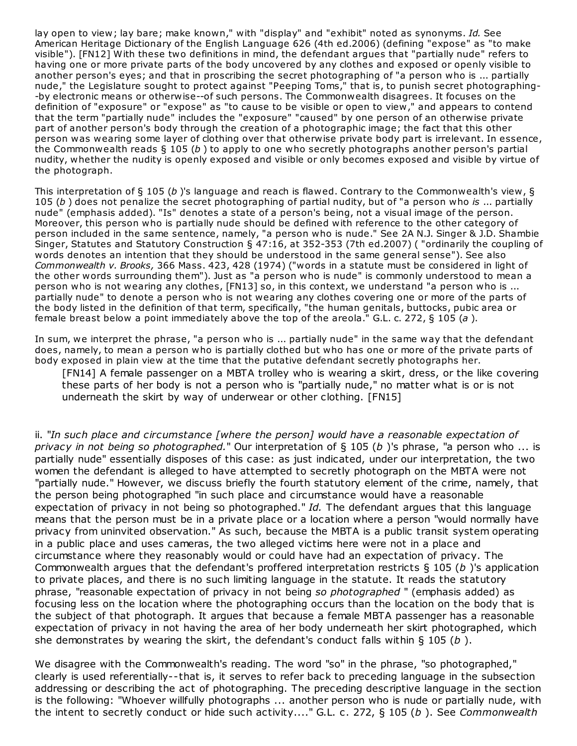lay open to view; lay bare; make known," with "display" and "exhibit" noted as synonyms. *Id.* See American Heritage Dictionary of the English Language 626 (4th ed.2006) (defining "expose" as "to make visible"). [FN12] With these two definitions in mind, the defendant argues that "partially nude" refers to having one or more private parts of the body uncovered by any clothes and exposed or openly visible to another person's eyes; and that in proscribing the secret photographing of "a person who is ... partially nude," the Legislature sought to protect against "Peeping Toms," that is, to punish secret photographing--by electronic means or otherwise--of such persons. The Commonwealth disagrees. It focuses on the definition of "exposure" or "expose" as "to cause to be visible or open to view," and appears to contend that the term "partially nude" includes the "exposure" "caused" by one person of an otherwise private part of another person's body through the creation of a photographic image; the fact that this other person was wearing some layer of clothing over that otherwise private body part is irrelevant. In essence, the Commonwealth reads § 105 (*b* ) to apply to one who secretly photographs another person's partial nudity, whether the nudity is openly exposed and visible or only becomes exposed and visible by virtue of the photograph.

This interpretation of § 105 (*b* )'s language and reach is flawed. Contrary to the Commonwealth's view, § 105 (*b* ) does not penalize the secret photographing of partial nudity, but of "a person who *is* ... partially nude" (emphasis added). "Is" denotes a state of a person's being, not a visual image of the person. Moreover, this person who is partially nude should be defined with reference to the other category of person included in the same sentence, namely, "a person who is nude." See 2A N.J. Singer & J.D. Shambie Singer, Statutes and Statutory Construction § 47:16, at 352-353 (7th ed.2007) ( "ordinarily the coupling of words denotes an intention that they should be understood in the same general sense"). See also *Commonwealth v. Brooks,* 366 Mass. 423, 428 (1974) ("words in a statute must be considered in light of the other words surrounding them"). Just as "a person who is nude" is commonly understood to mean a person who is not wearing any clothes, [FN13] so, in this context, we understand "a person who is ... partially nude" to denote a person who is not wearing any clothes covering one or more of the parts of the body listed in the definition of that term, specifically, "the human genitals, buttocks, pubic area or female breast below a point immediately above the top of the areola." G.L. c. 272, § 105 (*a* ).

In sum, we interpret the phrase, "a person who is ... partially nude" in the same way that the defendant does, namely, to mean a person who is partially clothed but who has one or more of the private parts of body exposed in plain view at the time that the putative defendant secretly photographs her.

> [FN14] A female passenger on a MBTA trolley who is wearing a skirt, dress, or the like covering these parts of her body is not a person who is "partially nude," no matter what is or is not underneath the skirt by way of underwear or other clothing. [FN15]

ii. "*In such place and circumstance [where the person] would have a reasonable expectation of privacy in not being so photographed.*" Our interpretation of § 105 (*b* )'s phrase, "a person who ... is partially nude" essentially disposes of this case: as just indicated, under our interpretation, the two women the defendant is alleged to have attempted to secretly photograph on the MBTA were not "partially nude." However, we discuss briefly the fourth statutory element of the crime, namely, that the person being photographed "in such place and circumstance would have a reasonable expectation of privacy in not being so photographed." *Id.* The defendant argues that this language means that the person must be in a private place or a location where a person "would normally have privacy from uninvited observation." As such, because the MBTA is a public transit system operating in a public place and uses cameras, the two alleged victims here were not in a place and circumstance where they reasonably would or could have had an expectation of privacy. The Commonwealth argues that the defendant's proffered interpretation restricts § 105 (*b* )'s application to private places, and there is no such limiting language in the statute. It reads the statutory phrase, "reasonable expectation of privacy in not being *so photographed* " (emphasis added) as focusing less on the location where the photographing occurs than the location on the body that is the subject of that photograph. It argues that because a female MBTA passenger has a reasonable expectation of privacy in not having the area of her body underneath her skirt photographed, which she demonstrates by wearing the skirt, the defendant's conduct falls within § 105 (*b* ).

We disagree with the Commonwealth's reading. The word "so" in the phrase, "so photographed," clearly is used referentially--that is, it serves to refer back to preceding language in the subsection addressing or describing the act of photographing. The preceding descriptive language in the section is the following: "Whoever willfully photographs ... another person who is nude or partially nude, with the intent to secretly conduct or hide such activity...." G.L. c. 272, § 105 (*b* ). See *Commonwealth*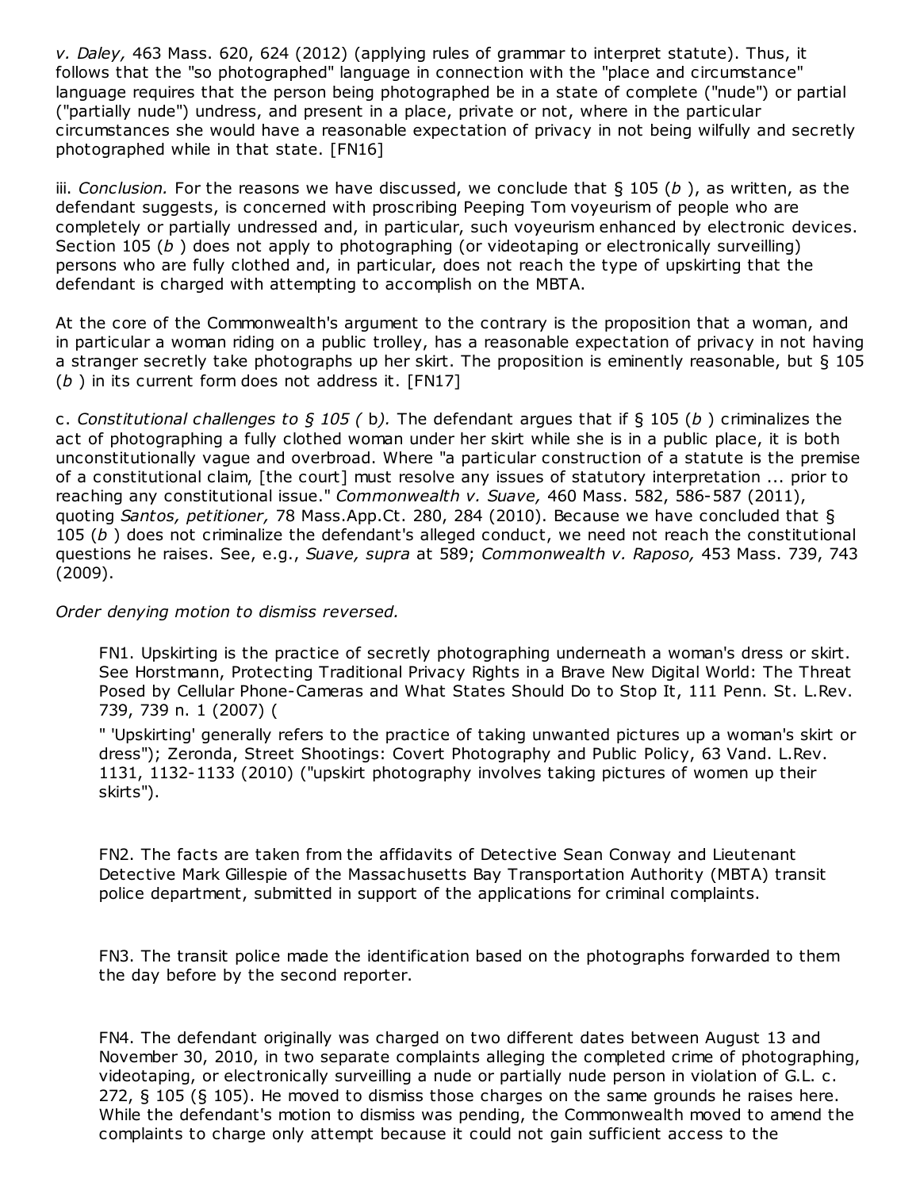*v. Daley,* 463 Mass. 620, 624 (2012) (applying rules of grammar to interpret statute). Thus, it follows that the "so photographed" language in connection with the "place and circumstance" language requires that the person being photographed be in a state of complete ("nude") or partial ("partially nude") undress, and present in a place, private or not, where in the particular circumstances she would have a reasonable expectation of privacy in not being wilfully and secretly photographed while in that state. [FN16]

iii. *Conclusion.* For the reasons we have discussed, we conclude that § 105 (*b* ), as written, as the defendant suggests, is concerned with proscribing Peeping Tom voyeurism of people who are completely or partially undressed and, in particular, such voyeurism enhanced by electronic devices. Section 105 (*b* ) does not apply to photographing (or videotaping or electronically surveilling) persons who are fully clothed and, in particular, does not reach the type of upskirting that the defendant is charged with attempting to accomplish on the MBTA.

At the core of the Commonwealth's argument to the contrary is the proposition that a woman, and in particular a woman riding on a public trolley, has a reasonable expectation of privacy in not having a stranger secretly take photographs up her skirt. The proposition is eminently reasonable, but § 105 (*b* ) in its current form does not address it. [FN17]

c. *Constitutional challenges to § 105 (* b*).* The defendant argues that if § 105 (*b* ) criminalizes the act of photographing a fully clothed woman under her skirt while she is in a public place, it is both unconstitutionally vague and overbroad. Where "a particular construction of a statute is the premise of a constitutional claim, [the court] must resolve any issues of statutory interpretation ... prior to reaching any constitutional issue." *Commonwealth v. Suave,* 460 Mass. 582, 586-587 (2011), quoting *Santos, petitioner,* 78 Mass.App.Ct. 280, 284 (2010). Because we have concluded that § 105 (*b* ) does not criminalize the defendant's alleged conduct, we need not reach the constitutional questions he raises. See, e.g., *Suave, supra* at 589; *Commonwealth v. Raposo,* 453 Mass. 739, 743 (2009).

*Order denying motion to dismiss reversed.*

FN1. Upskirting is the practice of secretly photographing underneath a woman's dress or skirt. See Horstmann, Protecting Traditional Privacy Rights in a Brave New Digital World: The Threat Posed by Cellular Phone-Cameras and What States Should Do to Stop It, 111 Penn. St. L.Rev. 739, 739 n. 1 (2007) (
" 'Upskirting' generally refers to the practice of taking unwanted pictures up a woman's skirt or dress"); Zeronda, Street Shootings: Covert Photography and Public Policy, 63 Vand. L.Rev. 1131, 1132-1133 (2010) ("upskirt photography involves taking pictures of women up their skirts").

FN2. The facts are taken from the affidavits of Detective Sean Conway and Lieutenant Detective Mark Gillespie of the Massachusetts Bay Transportation Authority (MBTA) transit police department, submitted in support of the applications for criminal complaints.

FN3. The transit police made the identification based on the photographs forwarded to them the day before by the second reporter.

FN4. The defendant originally was charged on two different dates between August 13 and November 30, 2010, in two separate complaints alleging the completed crime of photographing, videotaping, or electronically surveilling a nude or partially nude person in violation of G.L. c. 272, § 105 (§ 105). He moved to dismiss those charges on the same grounds he raises here. While the defendant's motion to dismiss was pending, the Commonwealth moved to amend the complaints to charge only attempt because it could not gain sufficient access to the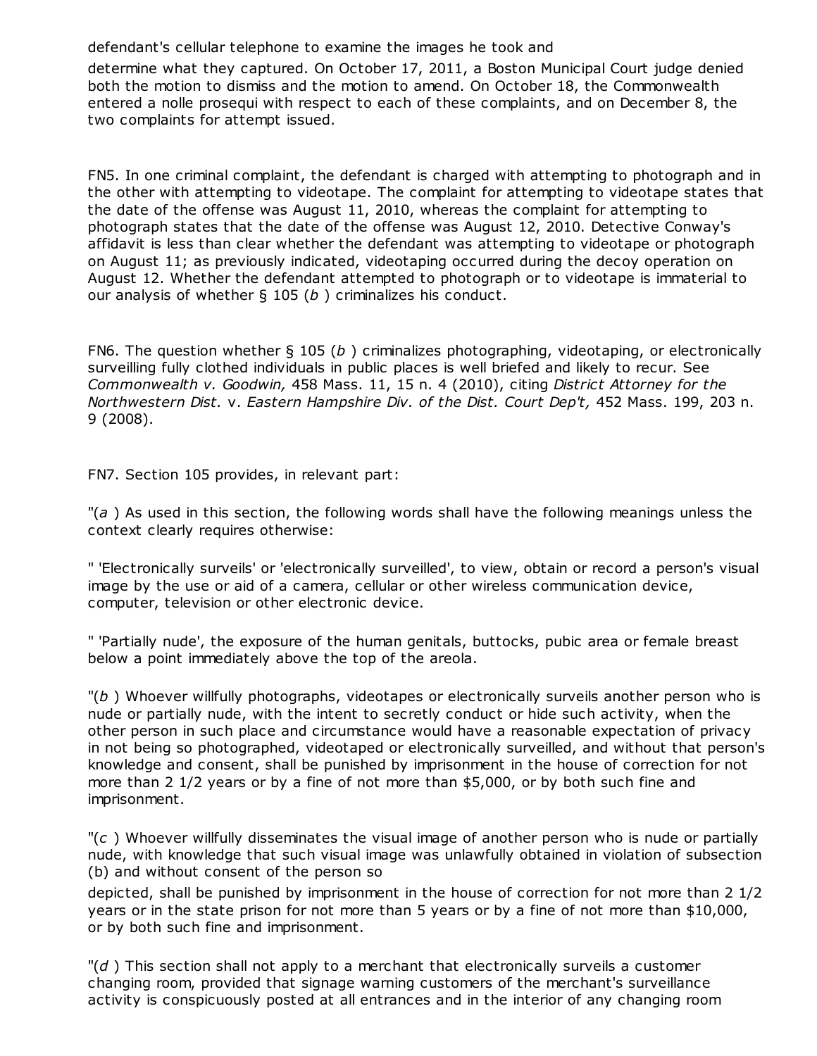defendant's cellular telephone to examine the images he took and determine what they captured. On October 17, 2011, a Boston Municipal Court judge denied both the motion to dismiss and the motion to amend. On October 18, the Commonwealth entered a nolle prosequi with respect to each of these complaints, and on December 8, the two complaints for attempt issued.

FN5. In one criminal complaint, the defendant is charged with attempting to photograph and in the other with attempting to videotape. The complaint for attempting to videotape states that the date of the offense was August 11, 2010, whereas the complaint for attempting to photograph states that the date of the offense was August 12, 2010. Detective Conway's affidavit is less than clear whether the defendant was attempting to videotape or photograph on August 11; as previously indicated, videotaping occurred during the decoy operation on August 12. Whether the defendant attempted to photograph or to videotape is immaterial to our analysis of whether § 105 (*b* ) criminalizes his conduct.

FN6. The question whether § 105 (*b* ) criminalizes photographing, videotaping, or electronically surveilling fully clothed individuals in public places is well briefed and likely to recur. See *Commonwealth v. Goodwin,* 458 Mass. 11, 15 n. 4 (2010), citing *District Attorney for the Northwestern Dist.* v. *Eastern Hampshire Div. of the Dist. Court Dep't,* 452 Mass. 199, 203 n. 9 (2008).

FN7. Section 105 provides, in relevant part:

"(*a* ) As used in this section, the following words shall have the following meanings unless the context clearly requires otherwise:

" 'Electronically surveils' or 'electronically surveilled', to view, obtain or record a person's visual image by the use or aid of a camera, cellular or other wireless communication device, computer, television or other electronic device.

" 'Partially nude', the exposure of the human genitals, buttocks, pubic area or female breast below a point immediately above the top of the areola.

"(*b* ) Whoever willfully photographs, videotapes or electronically surveils another person who is nude or partially nude, with the intent to secretly conduct or hide such activity, when the other person in such place and circumstance would have a reasonable expectation of privacy in not being so photographed, videotaped or electronically surveilled, and without that person's knowledge and consent, shall be punished by imprisonment in the house of correction for not more than 2 1/2 years or by a fine of not more than $5,000, or by both such fine and imprisonment.

"(*c* ) Whoever willfully disseminates the visual image of another person who is nude or partially nude, with knowledge that such visual image was unlawfully obtained in violation of subsection (b) and without consent of the person so depicted, shall be punished by imprisonment in the house of correction for not more than 2 1/2 years or in the state prison for not more than 5 years or by a fine of not more than $10,000, or by both such fine and imprisonment.

"(*d* ) This section shall not apply to a merchant that electronically surveils a customer changing room, provided that signage warning customers of the merchant's surveillance activity is conspicuously posted at all entrances and in the interior of any changing room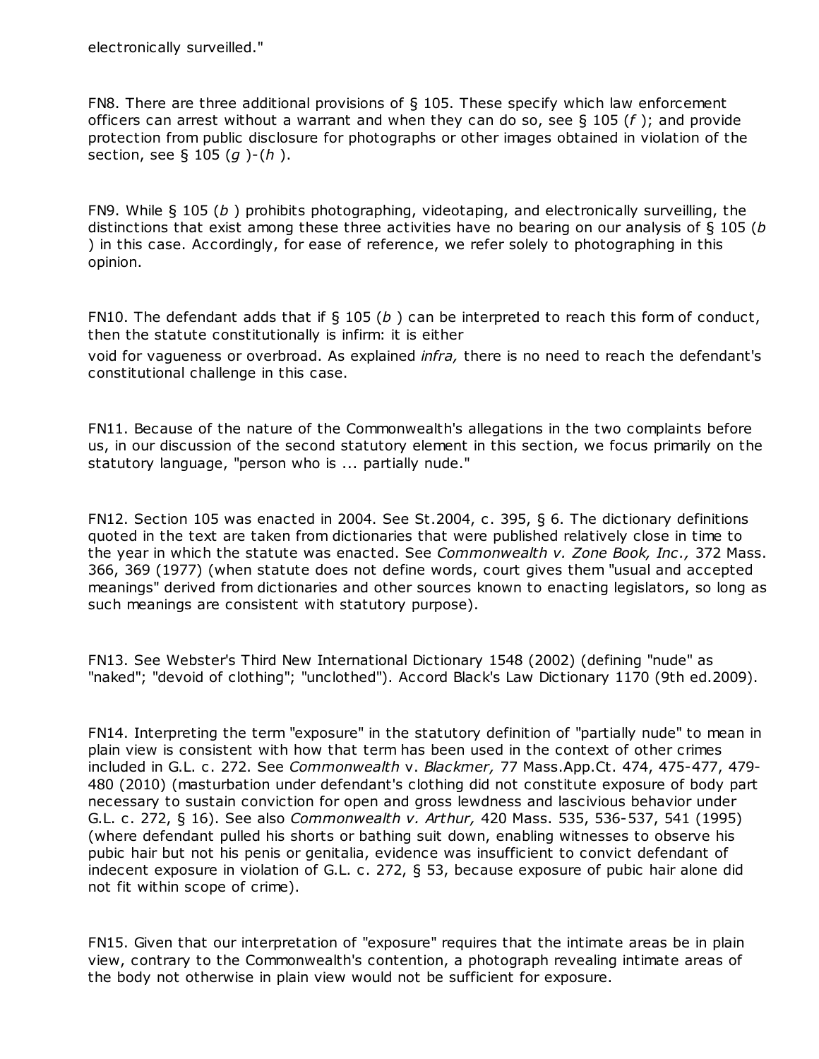electronically surveilled."

FN8. There are three additional provisions of § 105. These specify which law enforcement officers can arrest without a warrant and when they can do so, see § 105 (*f* ); and provide protection from public disclosure for photographs or other images obtained in violation of the section, see § 105 (*g* )-(*h* ).

FN9. While § 105 (*b* ) prohibits photographing, videotaping, and electronically surveilling, the distinctions that exist among these three activities have no bearing on our analysis of § 105 (*b* ) in this case. Accordingly, for ease of reference, we refer solely to photographing in this opinion.

FN10. The defendant adds that if § 105 (*b* ) can be interpreted to reach this form of conduct, then the statute constitutionally is infirm: it is either void for vagueness or overbroad. As explained *infra,* there is no need to reach the defendant's constitutional challenge in this case.

FN11. Because of the nature of the Commonwealth's allegations in the two complaints before us, in our discussion of the second statutory element in this section, we focus primarily on the statutory language, "person who is ... partially nude."

FN12. Section 105 was enacted in 2004. See St.2004, c. 395, § 6. The dictionary definitions quoted in the text are taken from dictionaries that were published relatively close in time to the year in which the statute was enacted. See *Commonwealth v. Zone Book, Inc.,* 372 Mass. 366, 369 (1977) (when statute does not define words, court gives them "usual and accepted meanings" derived from dictionaries and other sources known to enacting legislators, so long as such meanings are consistent with statutory purpose).

FN13. See Webster's Third New International Dictionary 1548 (2002) (defining "nude" as "naked"; "devoid of clothing"; "unclothed"). Accord Black's Law Dictionary 1170 (9th ed.2009).

FN14. Interpreting the term "exposure" in the statutory definition of "partially nude" to mean in plain view is consistent with how that term has been used in the context of other crimes included in G.L. c. 272. See *Commonwealth* v. *Blackmer,* 77 Mass.App.Ct. 474, 475-477, 479-480 (2010) (masturbation under defendant's clothing did not constitute exposure of body part necessary to sustain conviction for open and gross lewdness and lascivious behavior under G.L. c. 272, § 16). See also *Commonwealth v. Arthur,* 420 Mass. 535, 536-537, 541 (1995) (where defendant pulled his shorts or bathing suit down, enabling witnesses to observe his pubic hair but not his penis or genitalia, evidence was insufficient to convict defendant of indecent exposure in violation of G.L. c. 272, § 53, because exposure of pubic hair alone did not fit within scope of crime).

FN15. Given that our interpretation of "exposure" requires that the intimate areas be in plain view, contrary to the Commonwealth's contention, a photograph revealing intimate areas of the body not otherwise in plain view would not be sufficient for exposure.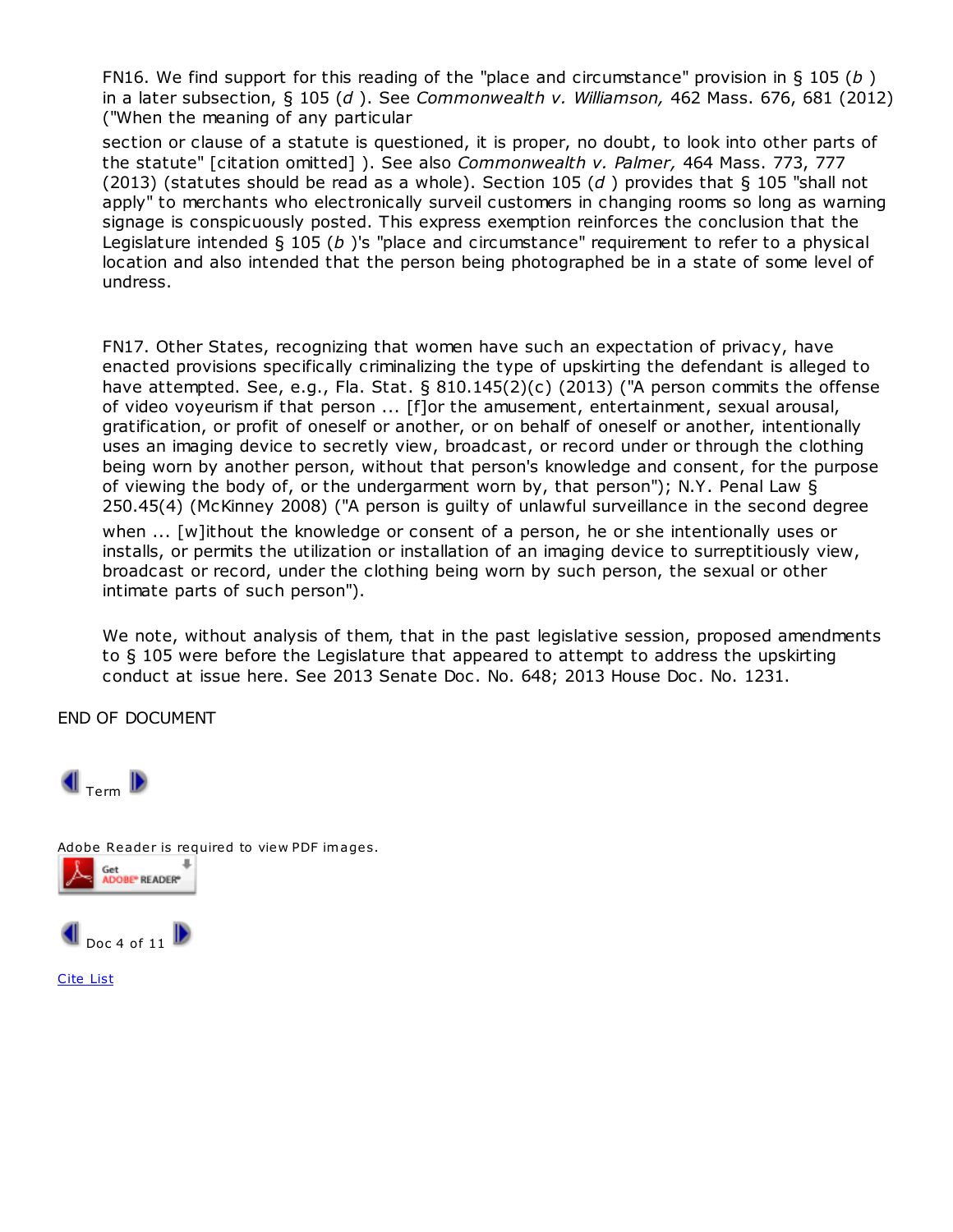FN16. We find support for this reading of the "place and circumstance" provision in § 105 (*b* ) in a later subsection, § 105 (*d* ). See *Commonwealth v. Williamson,* 462 Mass. 676, 681 (2012) ("When the meaning of any particular section or clause of a statute is questioned, it is proper, no doubt, to look into other parts of the statute" [citation omitted] ). See also *Commonwealth v. Palmer,* 464 Mass. 773, 777 (2013) (statutes should be read as a whole). Section 105 (*d* ) provides that § 105 "shall not apply" to merchants who electronically surveil customers in changing rooms so long as warning signage is conspicuously posted. This express exemption reinforces the conclusion that the Legislature intended § 105 (*b* )'s "place and circumstance" requirement to refer to a physical location and also intended that the person being photographed be in a state of some level of undress.

FN17. Other States, recognizing that women have such an expectation of privacy, have enacted provisions specifically criminalizing the type of upskirting the defendant is alleged to have attempted. See, e.g., Fla. Stat. § 810.145(2)(c) (2013) ("A person commits the offense of video voyeurism if that person ... [f]or the amusement, entertainment, sexual arousal, gratification, or profit of oneself or another, or on behalf of oneself or another, intentionally uses an imaging device to secretly view, broadcast, or record under or through the clothing being worn by another person, without that person's knowledge and consent, for the purpose of viewing the body of, or the undergarment worn by, that person"); N.Y. Penal Law § 250.45(4) (McKinney 2008) ("A person is guilty of unlawful surveillance in the second degree when ... [w]ithout the knowledge or consent of a person, he or she intentionally uses or installs, or permits the utilization or installation of an imaging device to surreptitiously view, broadcast or record, under the clothing being worn by such person, the sexual or other intimate parts of such person").

We note, without analysis of them, that in the past legislative session, proposed amendments to § 105 were before the Legislature that appeared to attempt to address the upskirting conduct at issue here. See 2013 Senate Doc. No. 648; 2013 House Doc. No. 1231.

END OF DOCUMENT

Term

Adobe Reader is required to view PDF images.

Doc 4 of 11

Cite List